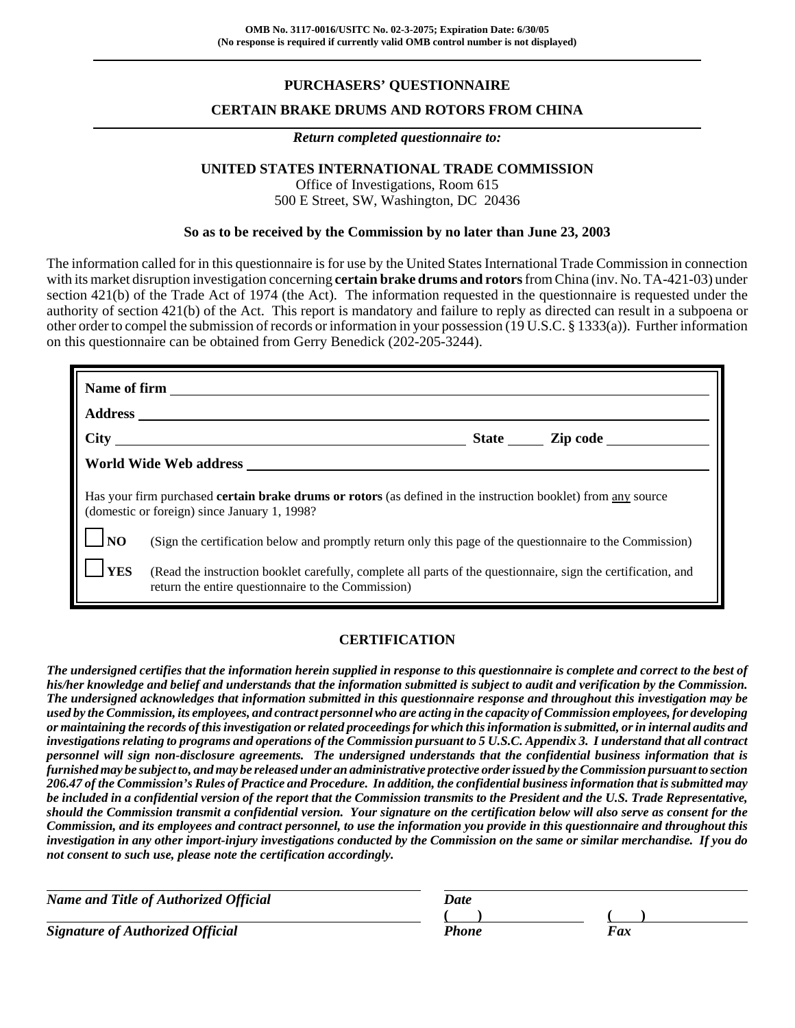**OMB No. 3117-0016/USITC No. 02-3-2075; Expiration Date: 6/30/05**
**(No response is required if currently valid OMB control number is not displayed)**

# PURCHASERS' QUESTIONNAIRE

## CERTAIN BRAKE DRUMS AND ROTORS FROM CHINA

***Return completed questionnaire to:***

**UNITED STATES INTERNATIONAL TRADE COMMISSION**
Office of Investigations, Room 615
500 E Street, SW, Washington, DC 20436

**So as to be received by the Commission by no later than June 23, 2003**

The information called for in this questionnaire is for use by the United States International Trade Commission in connection with its market disruption investigation concerning **certain brake drums and rotors** from China (inv. No. TA-421-03) under section 421(b) of the Trade Act of 1974 (the Act). The information requested in the questionnaire is requested under the authority of section 421(b) of the Act. This report is mandatory and failure to reply as directed can result in a subpoena or other order to compel the submission of records or information in your possession (19 U.S.C. § 1333(a)). Further information on this questionnaire can be obtained from Gerry Benedick (202-205-3244).

**Name of firm** ______________________________

**Address** ______________________________

**City** ______________________________ **State** ______ **Zip code** ______________

**World Wide Web address** ______________________________

Has your firm purchased **certain brake drums or rotors** (as defined in the instruction booklet) from any source (domestic or foreign) since January 1, 1998?

☐ **NO** (Sign the certification below and promptly return only this page of the questionnaire to the Commission)

☐ **YES** (Read the instruction booklet carefully, complete all parts of the questionnaire, sign the certification, and return the entire questionnaire to the Commission)

## CERTIFICATION

***The undersigned certifies that the information herein supplied in response to this questionnaire is complete and correct to the best of his/her knowledge and belief and understands that the information submitted is subject to audit and verification by the Commission. The undersigned acknowledges that information submitted in this questionnaire response and throughout this investigation may be used by the Commission, its employees, and contract personnel who are acting in the capacity of Commission employees, for developing or maintaining the records of this investigation or related proceedings for which this information is submitted, or in internal audits and investigations relating to programs and operations of the Commission pursuant to 5 U.S.C. Appendix 3. I understand that all contract personnel will sign non-disclosure agreements. The undersigned understands that the confidential business information that is furnished may be subject to, and may be released under an administrative protective order issued by the Commission pursuant to section 206.47 of the Commission's Rules of Practice and Procedure. In addition, the confidential business information that is submitted may be included in a confidential version of the report that the Commission transmits to the President and the U.S. Trade Representative, should the Commission transmit a confidential version. Your signature on the certification below will also serve as consent for the Commission, and its employees and contract personnel, to use the information you provide in this questionnaire and throughout this investigation in any other import-injury investigations conducted by the Commission on the same or similar merchandise. If you do not consent to such use, please note the certification accordingly.***

______________________________ ______________________________
***Name and Title of Authorized Official*** ***Date***

______________________________ ( ) ______________ ( ) ______________
***Signature of Authorized Official*** ***Phone*** ***Fax***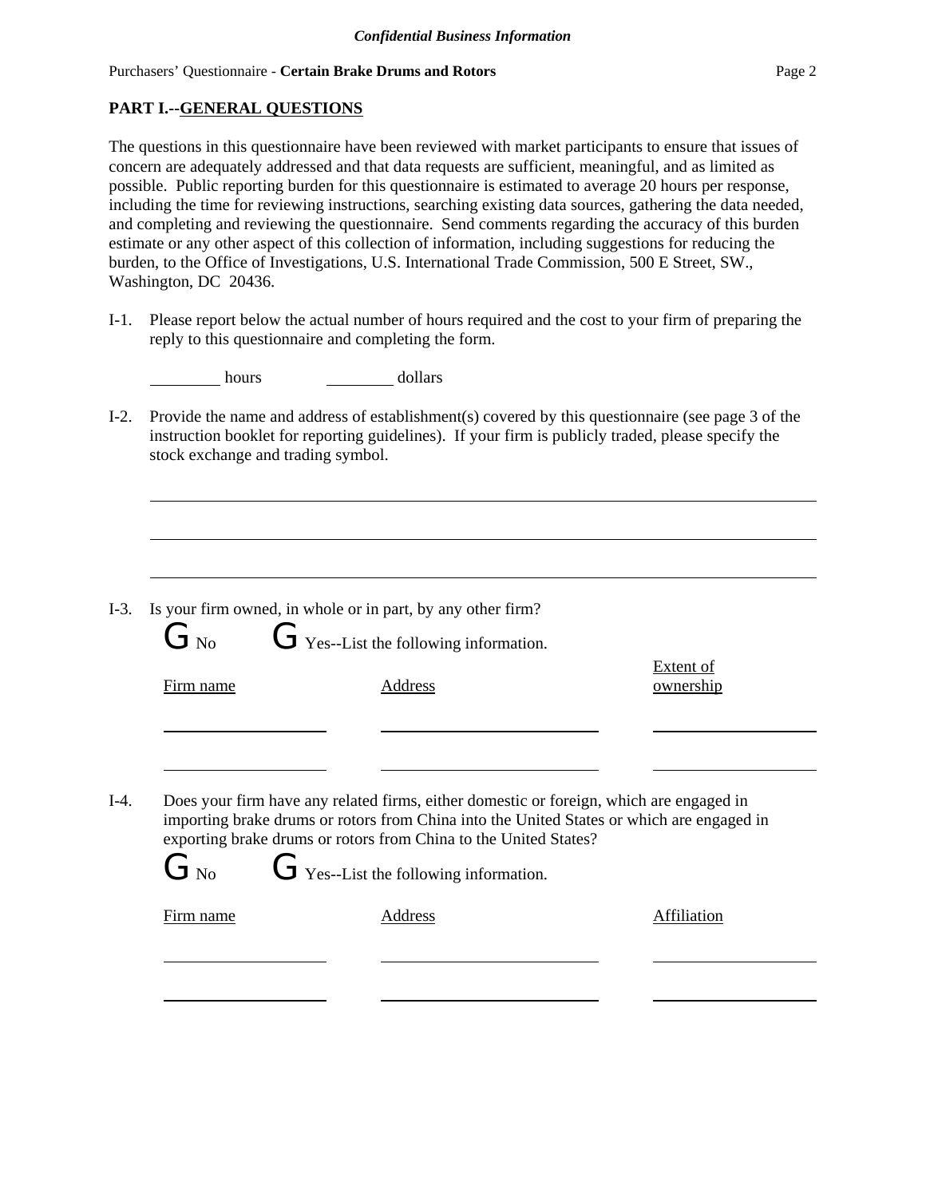*Confidential Business Information*

Purchasers' Questionnaire - **Certain Brake Drums and Rotors**

**PART I.--GENERAL QUESTIONS**

The questions in this questionnaire have been reviewed with market participants to ensure that issues of concern are adequately addressed and that data requests are sufficient, meaningful, and as limited as possible. Public reporting burden for this questionnaire is estimated to average 20 hours per response, including the time for reviewing instructions, searching existing data sources, gathering the data needed, and completing and reviewing the questionnaire. Send comments regarding the accuracy of this burden estimate or any other aspect of this collection of information, including suggestions for reducing the burden, to the Office of Investigations, U.S. International Trade Commission, 500 E Street, SW., Washington, DC 20436.

I-1. Please report below the actual number of hours required and the cost to your firm of preparing the reply to this questionnaire and completing the form.

________ hours ________ dollars

I-2. Provide the name and address of establishment(s) covered by this questionnaire (see page 3 of the instruction booklet for reporting guidelines). If your firm is publicly traded, please specify the stock exchange and trading symbol.

______________________________________________________________________

______________________________________________________________________

______________________________________________________________________

I-3. Is your firm owned, in whole or in part, by any other firm?

G No G Yes--List the following information.

| Firm name | Address | Extent of ownership |
| --- | --- | --- |
| | | |
| | | |

I-4. Does your firm have any related firms, either domestic or foreign, which are engaged in importing brake drums or rotors from China into the United States or which are engaged in exporting brake drums or rotors from China to the United States?

G No G Yes--List the following information.

| Firm name | Address | Affiliation |
| --- | --- | --- |
| | | |
| | | |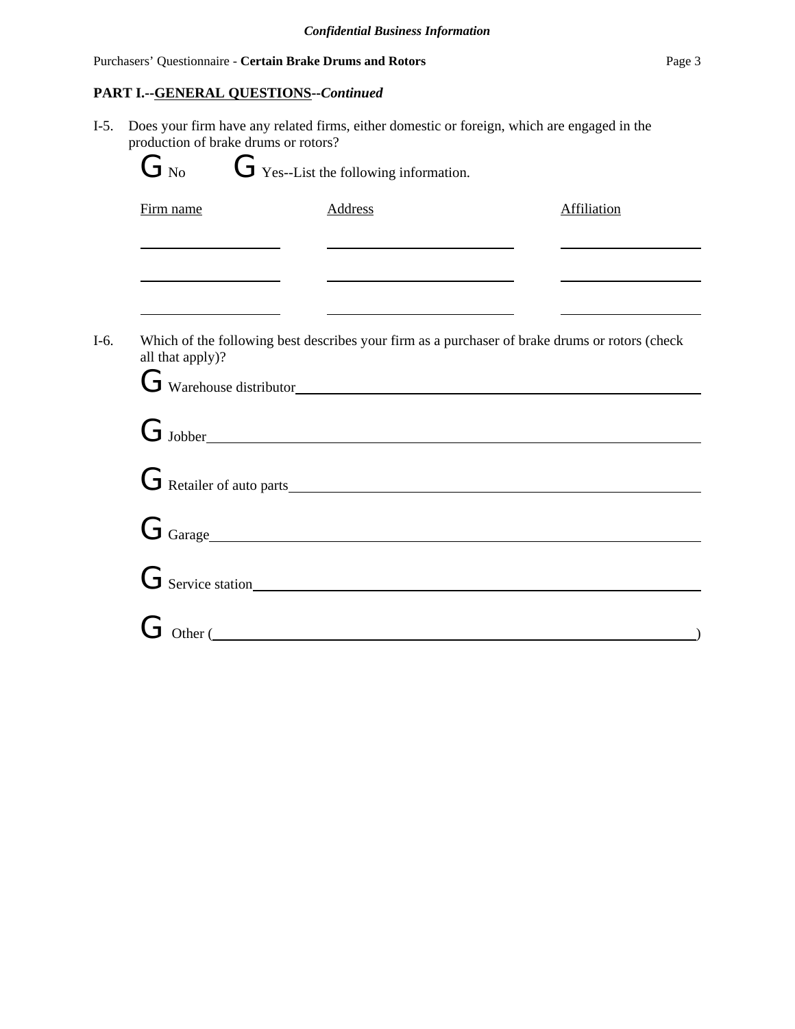**PART I.--GENERAL QUESTIONS--*Continued***

I-5. Does your firm have any related firms, either domestic or foreign, which are engaged in the production of brake drums or rotors?

G No G Yes--List the following information.

| Firm name | Address | Affiliation |
|---|---|---|
| | | |
| | | |
| | | |

I-6. Which of the following best describes your firm as a purchaser of brake drums or rotors (check all that apply)?

G Warehouse distributor\_\_\_\_\_\_\_\_\_\_\_\_\_\_\_\_\_\_\_\_\_\_\_\_\_\_\_\_\_\_\_\_

G Jobber\_\_\_\_\_\_\_\_\_\_\_\_\_\_\_\_\_\_\_\_\_\_\_\_\_\_\_\_\_\_\_\_

G Retailer of auto parts\_\_\_\_\_\_\_\_\_\_\_\_\_\_\_\_\_\_\_\_\_\_\_\_\_\_\_\_\_\_\_\_

G Garage\_\_\_\_\_\_\_\_\_\_\_\_\_\_\_\_\_\_\_\_\_\_\_\_\_\_\_\_\_\_\_\_

G Service station\_\_\_\_\_\_\_\_\_\_\_\_\_\_\_\_\_\_\_\_\_\_\_\_\_\_\_\_\_\_\_\_

G Other (\_\_\_\_\_\_\_\_\_\_\_\_\_\_\_\_\_\_\_\_\_\_\_\_\_\_\_\_\_\_\_\_)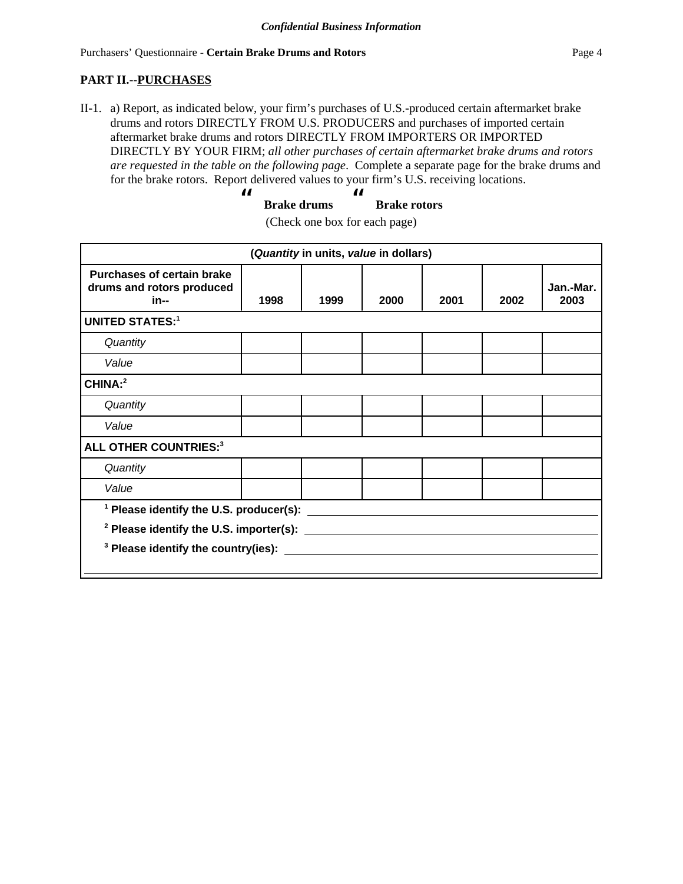## PART II.--PURCHASES

II-1. a) Report, as indicated below, your firm's purchases of U.S.-produced certain aftermarket brake drums and rotors DIRECTLY FROM U.S. PRODUCERS and purchases of imported certain aftermarket brake drums and rotors DIRECTLY FROM IMPORTERS OR IMPORTED DIRECTLY BY YOUR FIRM; *all other purchases of certain aftermarket brake drums and rotors are requested in the table on the following page*. Complete a separate page for the brake drums and for the brake rotors. Report delivered values to your firm's U.S. receiving locations.

☐ **Brake drums** ☐ **Brake rotors**

(Check one box for each page)

| **(*Quantity* in units, *value* in dollars)** | | | | | | |
|---|---|---|---|---|---|---|
| **Purchases of certain brake drums and rotors produced in--** | **1998** | **1999** | **2000** | **2001** | **2002** | **Jan.-Mar. 2003** |
| **UNITED STATES:**[1] | | | | | | |
| *Quantity* | | | | | | |
| *Value* | | | | | | |
| **CHINA:**[2] | | | | | | |
| *Quantity* | | | | | | |
| *Value* | | | | | | |
| **ALL OTHER COUNTRIES:**[3] | | | | | | |
| *Quantity* | | | | | | |
| *Value* | | | | | | |

[1] **Please identify the U.S. producer(s):** ______________________

[2] **Please identify the U.S. importer(s):** ______________________

[3] **Please identify the country(ies):** ______________________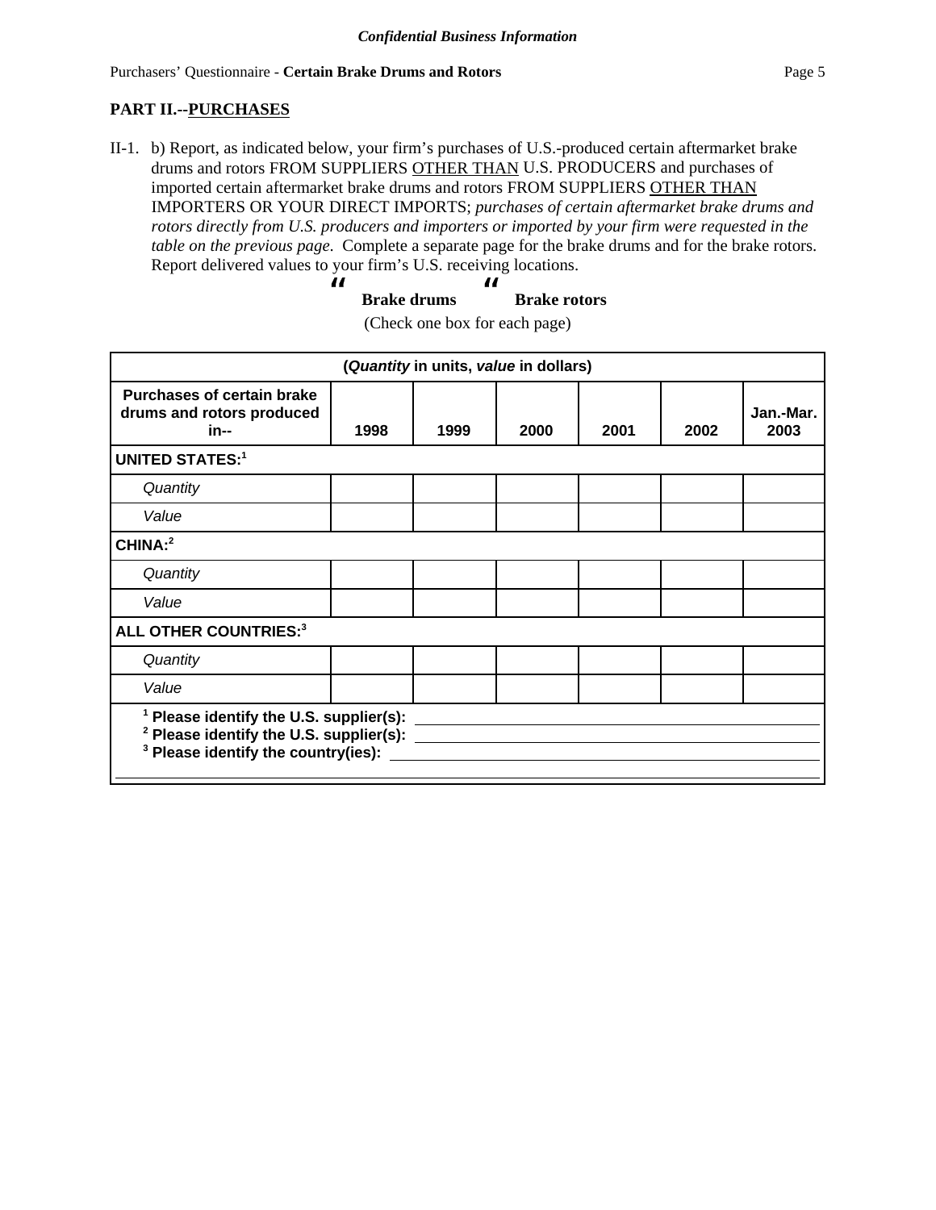## PART II.--PURCHASES

II-1. b) Report, as indicated below, your firm's purchases of U.S.-produced certain aftermarket brake drums and rotors FROM SUPPLIERS OTHER THAN U.S. PRODUCERS and purchases of imported certain aftermarket brake drums and rotors FROM SUPPLIERS OTHER THAN IMPORTERS OR YOUR DIRECT IMPORTS; *purchases of certain aftermarket brake drums and rotors directly from U.S. producers and importers or imported by your firm were requested in the table on the previous page.* Complete a separate page for the brake drums and for the brake rotors. Report delivered values to your firm's U.S. receiving locations.

" **Brake drums** " **Brake rotors**

(Check one box for each page)

| (*Quantity* in units, *value* in dollars) | | | | | | |
|---|---|---|---|---|---|---|
| **Purchases of certain brake drums and rotors produced in--** | **1998** | **1999** | **2000** | **2001** | **2002** | **Jan.-Mar. 2003** |
| **UNITED STATES:**[1] | | | | | | |
| *Quantity* | | | | | | |
| *Value* | | | | | | |
| **CHINA:**[2] | | | | | | |
| *Quantity* | | | | | | |
| *Value* | | | | | | |
| **ALL OTHER COUNTRIES:**[3] | | | | | | |
| *Quantity* | | | | | | |
| *Value* | | | | | | |

[1] **Please identify the U.S. supplier(s):** ____________________

[2] **Please identify the U.S. supplier(s):** ____________________

[3] **Please identify the country(ies):** ____________________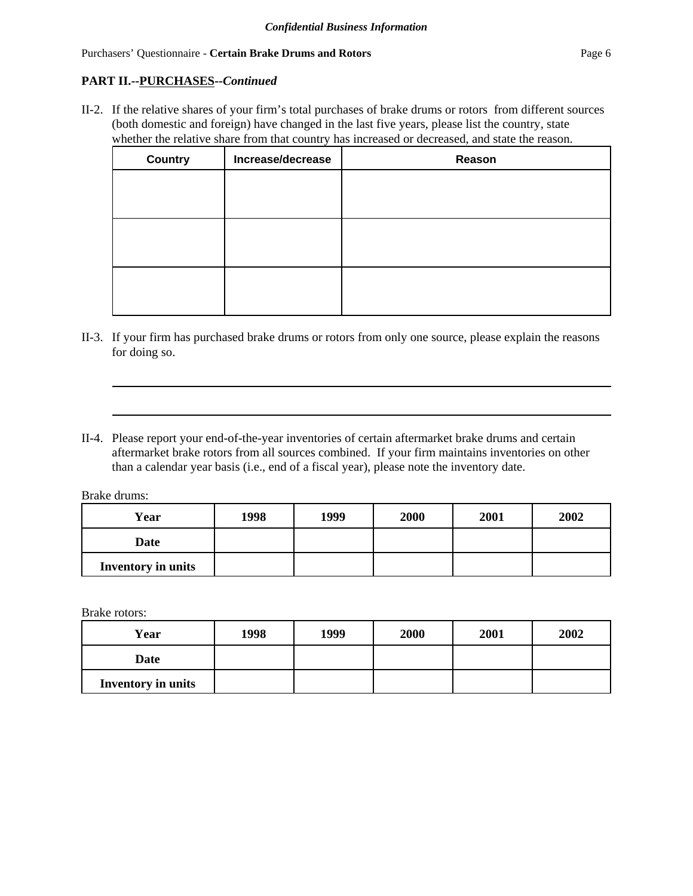**PART II.--PURCHASES--*Continued***

II-2. If the relative shares of your firm's total purchases of brake drums or rotors from different sources (both domestic and foreign) have changed in the last five years, please list the country, state whether the relative share from that country has increased or decreased, and state the reason.

| Country | Increase/decrease | Reason |
|---|---|---|
| | | |
| | | |
| | | |

II-3. If your firm has purchased brake drums or rotors from only one source, please explain the reasons for doing so.

\_\_\_\_\_\_\_\_\_\_\_\_\_\_\_\_\_\_\_\_\_\_\_\_\_\_\_\_\_\_\_\_\_\_\_\_\_\_\_\_\_\_\_\_\_\_\_\_\_\_\_\_\_\_\_\_\_\_\_\_\_\_\_\_\_\_\_\_\_\_

\_\_\_\_\_\_\_\_\_\_\_\_\_\_\_\_\_\_\_\_\_\_\_\_\_\_\_\_\_\_\_\_\_\_\_\_\_\_\_\_\_\_\_\_\_\_\_\_\_\_\_\_\_\_\_\_\_\_\_\_\_\_\_\_\_\_\_\_\_\_

II-4. Please report your end-of-the-year inventories of certain aftermarket brake drums and certain aftermarket brake rotors from all sources combined. If your firm maintains inventories on other than a calendar year basis (i.e., end of a fiscal year), please note the inventory date.

Brake drums:

| Year | 1998 | 1999 | 2000 | 2001 | 2002 |
|---|---|---|---|---|---|
| Date | | | | | |
| Inventory in units | | | | | |

Brake rotors:

| Year | 1998 | 1999 | 2000 | 2001 | 2002 |
|---|---|---|---|---|---|
| Date | | | | | |
| Inventory in units | | | | | |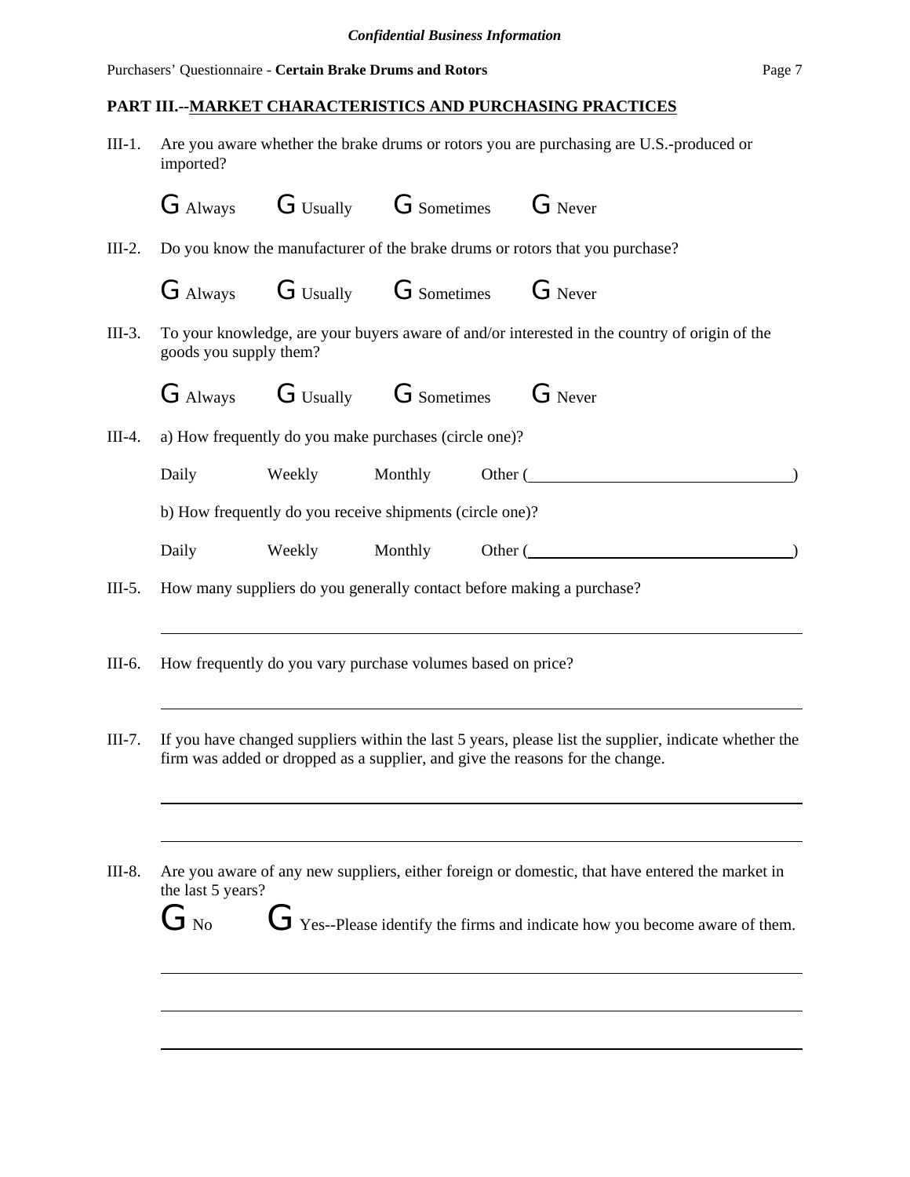*Confidential Business Information*

Purchasers' Questionnaire - **Certain Brake Drums and Rotors**

**PART III.--MARKET CHARACTERISTICS AND PURCHASING PRACTICES**

III-1. Are you aware whether the brake drums or rotors you are purchasing are U.S.-produced or imported?

G Always G Usually G Sometimes G Never

III-2. Do you know the manufacturer of the brake drums or rotors that you purchase?

G Always G Usually G Sometimes G Never

III-3. To your knowledge, are your buyers aware of and/or interested in the country of origin of the goods you supply them?

G Always G Usually G Sometimes G Never

III-4. a) How frequently do you make purchases (circle one)?

Daily Weekly Monthly Other (\_\_\_\_\_\_\_\_\_\_\_\_\_\_\_\_\_\_\_\_\_\_\_\_\_\_\_\_\_\_)

b) How frequently do you receive shipments (circle one)?

Daily Weekly Monthly Other (\_\_\_\_\_\_\_\_\_\_\_\_\_\_\_\_\_\_\_\_\_\_\_\_\_\_\_\_\_\_)

III-5. How many suppliers do you generally contact before making a purchase?

\_\_\_\_\_\_\_\_\_\_\_\_\_\_\_\_\_\_\_\_\_\_\_\_\_\_\_\_\_\_\_\_\_\_\_\_\_\_\_\_\_\_\_\_\_\_\_\_\_\_\_\_\_\_\_\_\_\_\_\_

III-6. How frequently do you vary purchase volumes based on price?

\_\_\_\_\_\_\_\_\_\_\_\_\_\_\_\_\_\_\_\_\_\_\_\_\_\_\_\_\_\_\_\_\_\_\_\_\_\_\_\_\_\_\_\_\_\_\_\_\_\_\_\_\_\_\_\_\_\_\_\_

III-7. If you have changed suppliers within the last 5 years, please list the supplier, indicate whether the firm was added or dropped as a supplier, and give the reasons for the change.

\_\_\_\_\_\_\_\_\_\_\_\_\_\_\_\_\_\_\_\_\_\_\_\_\_\_\_\_\_\_\_\_\_\_\_\_\_\_\_\_\_\_\_\_\_\_\_\_\_\_\_\_\_\_\_\_\_\_\_\_

\_\_\_\_\_\_\_\_\_\_\_\_\_\_\_\_\_\_\_\_\_\_\_\_\_\_\_\_\_\_\_\_\_\_\_\_\_\_\_\_\_\_\_\_\_\_\_\_\_\_\_\_\_\_\_\_\_\_\_\_

III-8. Are you aware of any new suppliers, either foreign or domestic, that have entered the market in the last 5 years?

G No G Yes--Please identify the firms and indicate how you become aware of them.

\_\_\_\_\_\_\_\_\_\_\_\_\_\_\_\_\_\_\_\_\_\_\_\_\_\_\_\_\_\_\_\_\_\_\_\_\_\_\_\_\_\_\_\_\_\_\_\_\_\_\_\_\_\_\_\_\_\_\_\_

\_\_\_\_\_\_\_\_\_\_\_\_\_\_\_\_\_\_\_\_\_\_\_\_\_\_\_\_\_\_\_\_\_\_\_\_\_\_\_\_\_\_\_\_\_\_\_\_\_\_\_\_\_\_\_\_\_\_\_\_

\_\_\_\_\_\_\_\_\_\_\_\_\_\_\_\_\_\_\_\_\_\_\_\_\_\_\_\_\_\_\_\_\_\_\_\_\_\_\_\_\_\_\_\_\_\_\_\_\_\_\_\_\_\_\_\_\_\_\_\_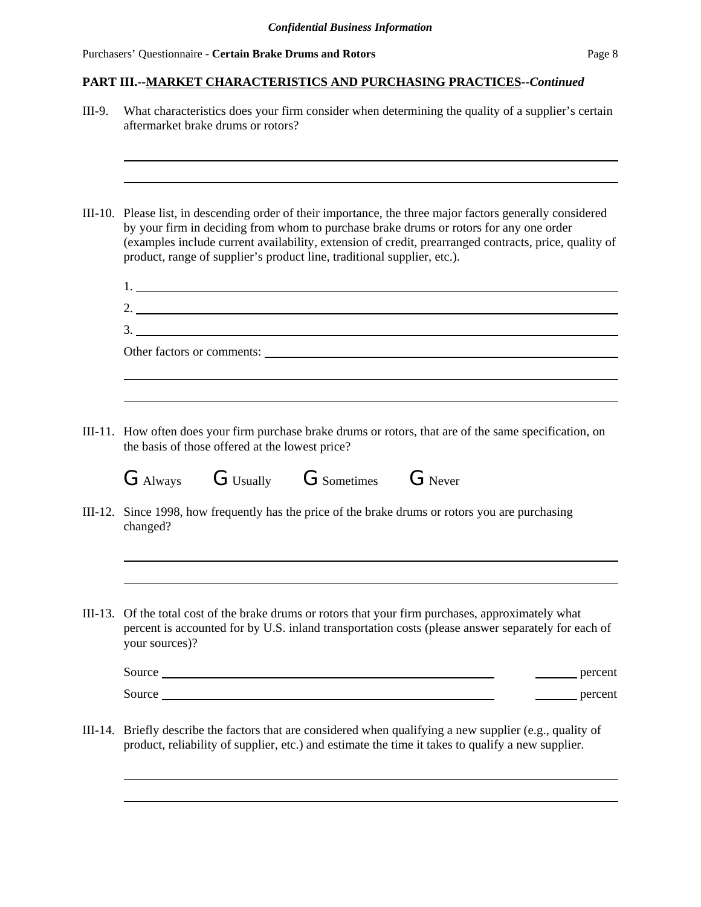*Confidential Business Information*

**PART III.--MARKET CHARACTERISTICS AND PURCHASING PRACTICES--*Continued***

III-9. What characteristics does your firm consider when determining the quality of a supplier's certain aftermarket brake drums or rotors?

______________________________________________________________________

______________________________________________________________________

III-10. Please list, in descending order of their importance, the three major factors generally considered by your firm in deciding from whom to purchase brake drums or rotors for any one order (examples include current availability, extension of credit, prearranged contracts, price, quality of product, range of supplier's product line, traditional supplier, etc.).

1. ______________________________________________________________________

2. ______________________________________________________________________

3. ______________________________________________________________________

Other factors or comments: ______________________________________________

______________________________________________________________________

______________________________________________________________________

III-11. How often does your firm purchase brake drums or rotors, that are of the same specification, on the basis of those offered at the lowest price?

G Always G Usually G Sometimes G Never

III-12. Since 1998, how frequently has the price of the brake drums or rotors you are purchasing changed?

______________________________________________________________________

______________________________________________________________________

III-13. Of the total cost of the brake drums or rotors that your firm purchases, approximately what percent is accounted for by U.S. inland transportation costs (please answer separately for each of your sources)?

Source ____________________________________________ ______ percent

Source ____________________________________________ ______ percent

III-14. Briefly describe the factors that are considered when qualifying a new supplier (e.g., quality of product, reliability of supplier, etc.) and estimate the time it takes to qualify a new supplier.

______________________________________________________________________

______________________________________________________________________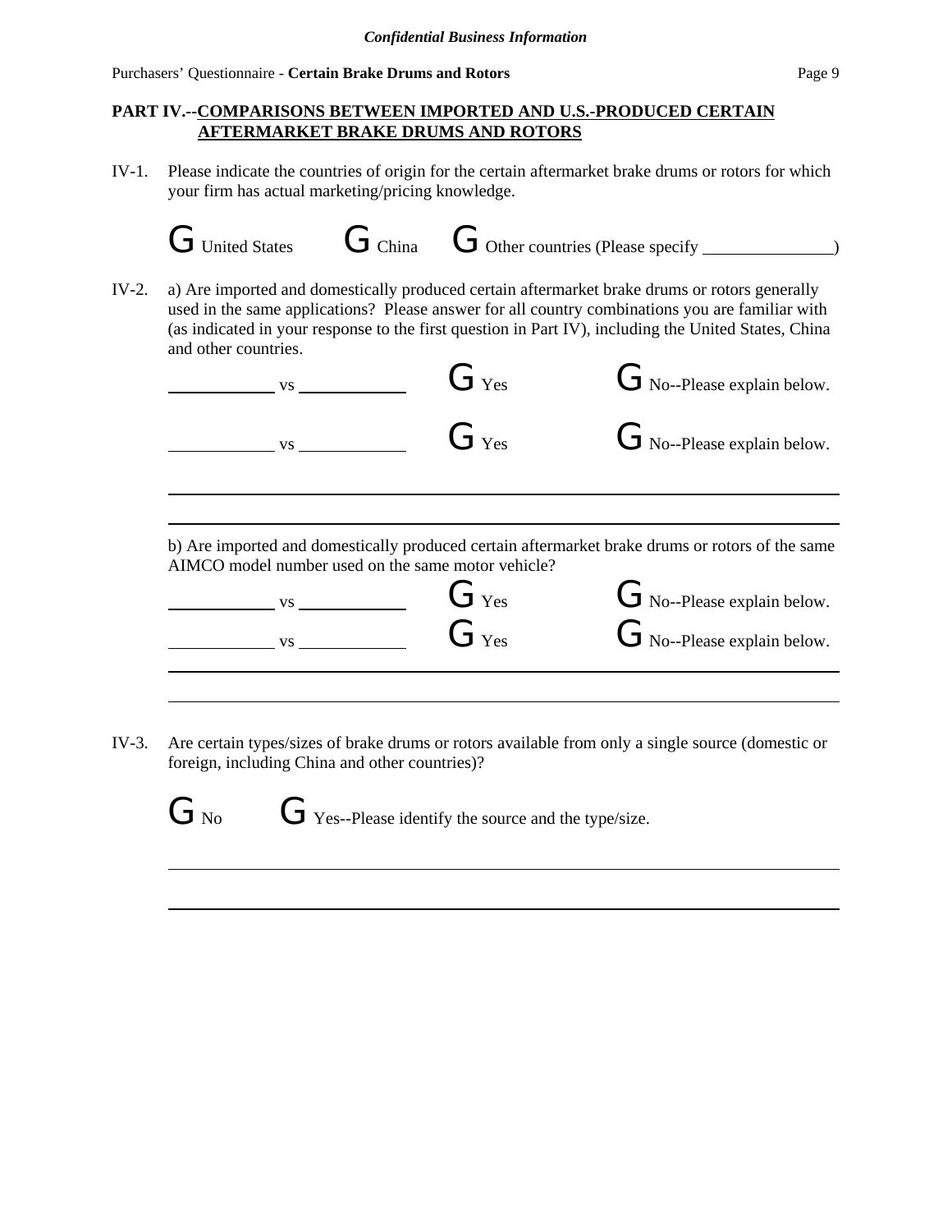*Confidential Business Information*

## PART IV.--COMPARISONS BETWEEN IMPORTED AND U.S.-PRODUCED CERTAIN AFTERMARKET BRAKE DRUMS AND ROTORS

IV-1. Please indicate the countries of origin for the certain aftermarket brake drums or rotors for which your firm has actual marketing/pricing knowledge.

G United States G China G Other countries (Please specify ____________)

IV-2. a) Are imported and domestically produced certain aftermarket brake drums or rotors generally used in the same applications? Please answer for all country combinations you are familiar with (as indicated in your response to the first question in Part IV), including the United States, China and other countries.

__________ vs __________ G Yes G No--Please explain below.

__________ vs __________ G Yes G No--Please explain below.

______________________________________________________________

______________________________________________________________

b) Are imported and domestically produced certain aftermarket brake drums or rotors of the same AIMCO model number used on the same motor vehicle?

__________ vs __________ G Yes G No--Please explain below.

__________ vs __________ G Yes G No--Please explain below.

______________________________________________________________

______________________________________________________________

IV-3. Are certain types/sizes of brake drums or rotors available from only a single source (domestic or foreign, including China and other countries)?

G No G Yes--Please identify the source and the type/size.

______________________________________________________________

______________________________________________________________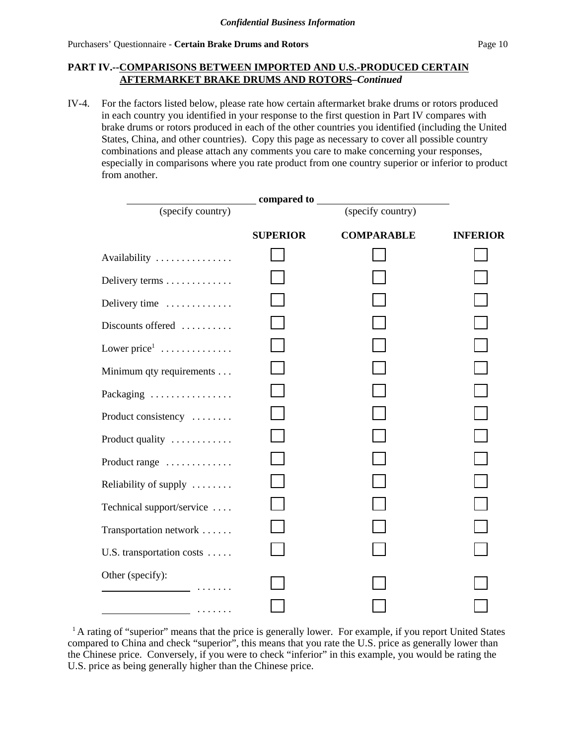## PART IV.--COMPARISONS BETWEEN IMPORTED AND U.S.-PRODUCED CERTAIN AFTERMARKET BRAKE DRUMS AND ROTORS–*Continued*

IV-4. For the factors listed below, please rate how certain aftermarket brake drums or rotors produced in each country you identified in your response to the first question in Part IV compares with brake drums or rotors produced in each of the other countries you identified (including the United States, China, and other countries). Copy this page as necessary to cover all possible country combinations and please attach any comments you care to make concerning your responses, especially in comparisons where you rate product from one country superior or inferior to product from another.

________________________ **compared to** ________________________
(specify country) (specify country)

| | SUPERIOR | COMPARABLE | INFERIOR |
|---|---|---|---|
| Availability . . . . . . . . . . . . . . . | ☐ | ☐ | ☐ |
| Delivery terms . . . . . . . . . . . . . | ☐ | ☐ | ☐ |
| Delivery time . . . . . . . . . . . . . | ☐ | ☐ | ☐ |
| Discounts offered . . . . . . . . . . | ☐ | ☐ | ☐ |
| Lower price[1] . . . . . . . . . . . . . . | ☐ | ☐ | ☐ |
| Minimum qty requirements . . . | ☐ | ☐ | ☐ |
| Packaging . . . . . . . . . . . . . . . . | ☐ | ☐ | ☐ |
| Product consistency . . . . . . . . | ☐ | ☐ | ☐ |
| Product quality . . . . . . . . . . . . | ☐ | ☐ | ☐ |
| Product range . . . . . . . . . . . . . | ☐ | ☐ | ☐ |
| Reliability of supply . . . . . . . . | ☐ | ☐ | ☐ |
| Technical support/service . . . . | ☐ | ☐ | ☐ |
| Transportation network . . . . . . | ☐ | ☐ | ☐ |
| U.S. transportation costs . . . . . | ☐ | ☐ | ☐ |
| Other (specify): ________________ . . . . . . . | ☐ | ☐ | ☐ |
| ________________ . . . . . . . | ☐ | ☐ | ☐ |

[1] A rating of "superior" means that the price is generally lower. For example, if you report United States compared to China and check "superior", this means that you rate the U.S. price as generally lower than the Chinese price. Conversely, if you were to check "inferior" in this example, you would be rating the U.S. price as being generally higher than the Chinese price.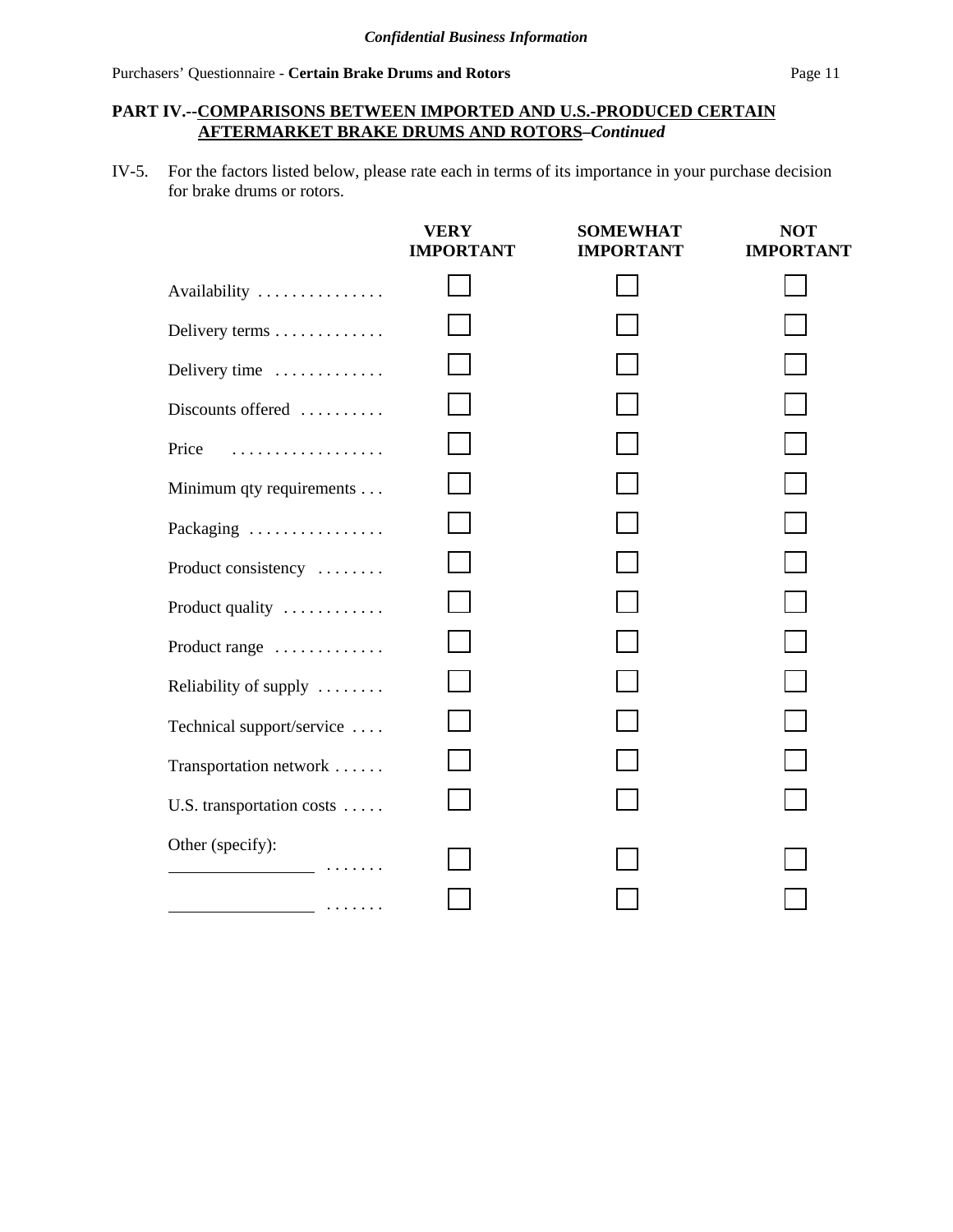## PART IV.--COMPARISONS BETWEEN IMPORTED AND U.S.-PRODUCED CERTAIN AFTERMARKET BRAKE DRUMS AND ROTORS–*Continued*

IV-5. For the factors listed below, please rate each in terms of its importance in your purchase decision for brake drums or rotors.

| | VERY IMPORTANT | SOMEWHAT IMPORTANT | NOT IMPORTANT |
|---|---|---|---|
| Availability . . . . . . . . . . . . . . . | ☐ | ☐ | ☐ |
| Delivery terms . . . . . . . . . . . . . | ☐ | ☐ | ☐ |
| Delivery time . . . . . . . . . . . . . | ☐ | ☐ | ☐ |
| Discounts offered . . . . . . . . . . | ☐ | ☐ | ☐ |
| Price . . . . . . . . . . . . . . . . . . | ☐ | ☐ | ☐ |
| Minimum qty requirements . . . | ☐ | ☐ | ☐ |
| Packaging . . . . . . . . . . . . . . . . | ☐ | ☐ | ☐ |
| Product consistency . . . . . . . . | ☐ | ☐ | ☐ |
| Product quality . . . . . . . . . . . . | ☐ | ☐ | ☐ |
| Product range . . . . . . . . . . . . . | ☐ | ☐ | ☐ |
| Reliability of supply . . . . . . . . | ☐ | ☐ | ☐ |
| Technical support/service . . . . | ☐ | ☐ | ☐ |
| Transportation network . . . . . . | ☐ | ☐ | ☐ |
| U.S. transportation costs . . . . . | ☐ | ☐ | ☐ |
| Other (specify): ________________ . . . . . . . | ☐ | ☐ | ☐ |
| ________________ . . . . . . . | ☐ | ☐ | ☐ |